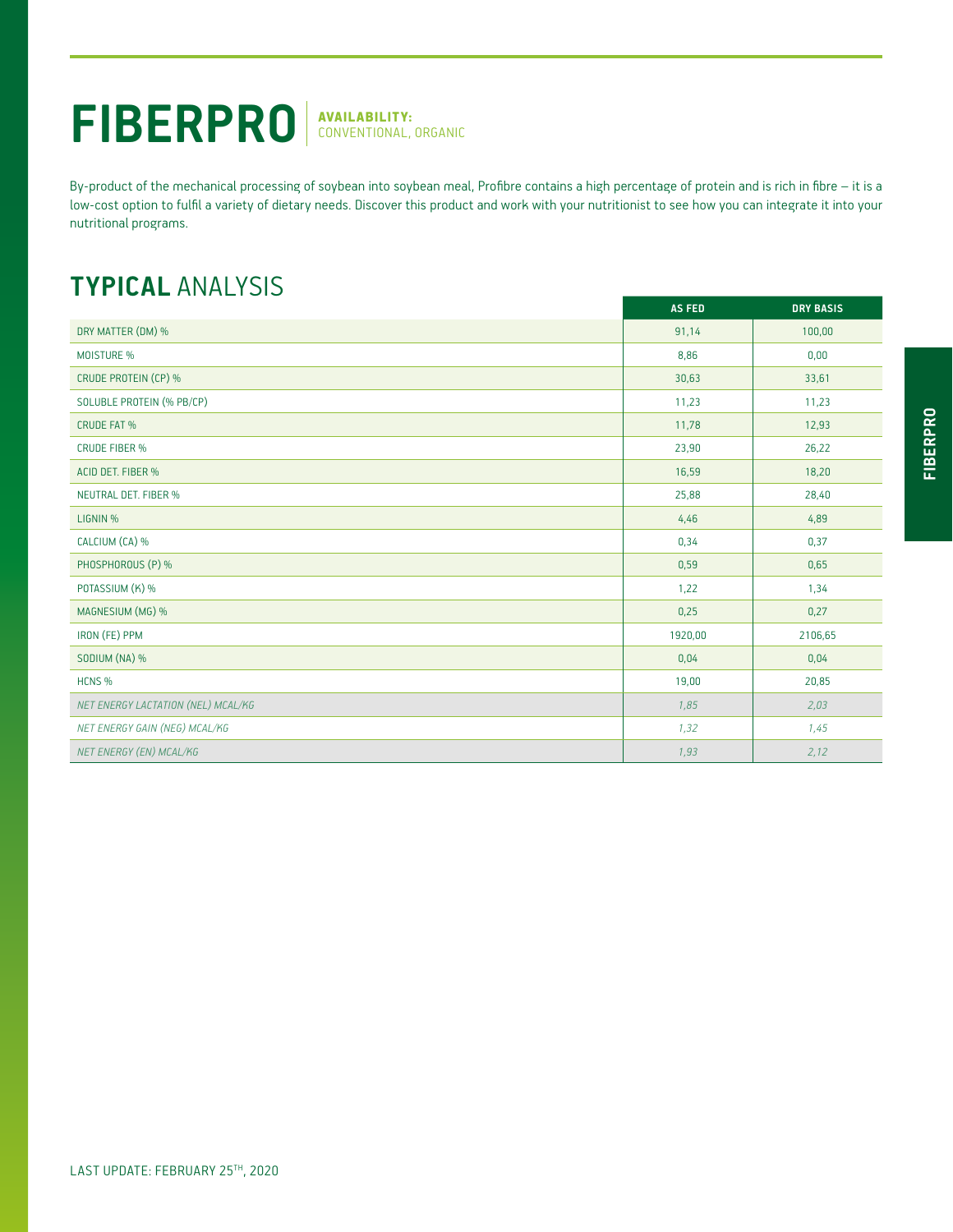# FIBERPRO

**AVAILABILITY:**
CONVENTIONAL, ORGANIC

By-product of the mechanical processing of soybean into soybean meal, Profibre contains a high percentage of protein and is rich in fibre – it is a low-cost option to fulfil a variety of dietary needs. Discover this product and work with your nutritionist to see how you can integrate it into your nutritional programs.

## TYPICAL ANALYSIS

| | AS FED | DRY BASIS |
|---|---|---|
| DRY MATTER (DM) % | 91,14 | 100,00 |
| MOISTURE % | 8,86 | 0,00 |
| CRUDE PROTEIN (CP) % | 30,63 | 33,61 |
| SOLUBLE PROTEIN (% PB/CP) | 11,23 | 11,23 |
| CRUDE FAT % | 11,78 | 12,93 |
| CRUDE FIBER % | 23,90 | 26,22 |
| ACID DET. FIBER % | 16,59 | 18,20 |
| NEUTRAL DET. FIBER % | 25,88 | 28,40 |
| LIGNIN % | 4,46 | 4,89 |
| CALCIUM (CA) % | 0,34 | 0,37 |
| PHOSPHOROUS (P) % | 0,59 | 0,65 |
| POTASSIUM (K) % | 1,22 | 1,34 |
| MAGNESIUM (MG) % | 0,25 | 0,27 |
| IRON (FE) PPM | 1920,00 | 2106,65 |
| SODIUM (NA) % | 0,04 | 0,04 |
| HCNS % | 19,00 | 20,85 |
| *NET ENERGY LACTATION (NEL) MCAL/KG* | *1,85* | *2,03* |
| *NET ENERGY GAIN (NEG) MCAL/KG* | *1,32* | *1,45* |
| *NET ENERGY (EN) MCAL/KG* | *1,93* | *2,12* |

LAST UPDATE: FEBRUARY 25TH, 2020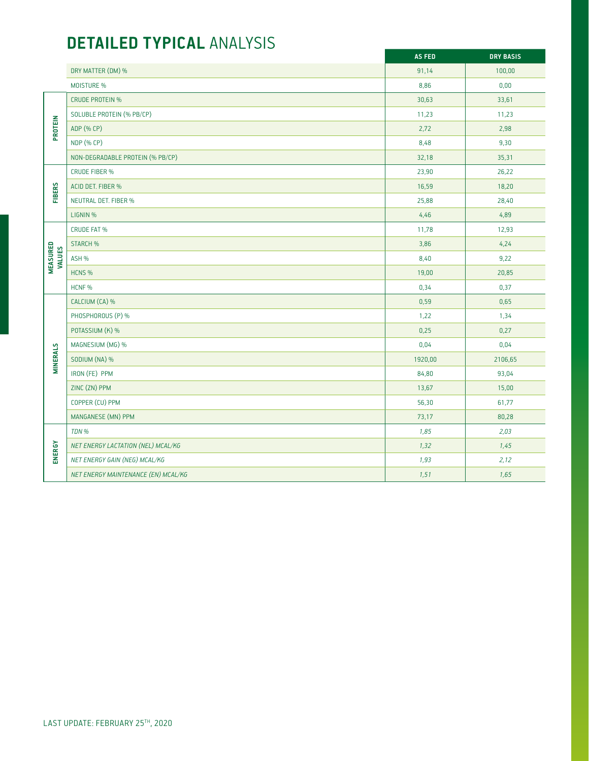# **DETAILED TYPICAL** ANALYSIS

| | | AS FED | DRY BASIS |
|---|---|---|---|
| | DRY MATTER (DM) % | 91,14 | 100,00 |
| | MOISTURE % | 8,86 | 0,00 |
| PROTEIN | CRUDE PROTEIN % | 30,63 | 33,61 |
| | SOLUBLE PROTEIN (% PB/CP) | 11,23 | 11,23 |
| | ADP (% CP) | 2,72 | 2,98 |
| | NDP (% CP) | 8,48 | 9,30 |
| | NON-DEGRADABLE PROTEIN (% PB/CP) | 32,18 | 35,31 |
| FIBERS | CRUDE FIBER % | 23,90 | 26,22 |
| | ACID DET. FIBER % | 16,59 | 18,20 |
| | NEUTRAL DET. FIBER % | 25,88 | 28,40 |
| | LIGNIN % | 4,46 | 4,89 |
| MEASURED VALUES | CRUDE FAT % | 11,78 | 12,93 |
| | STARCH % | 3,86 | 4,24 |
| | ASH % | 8,40 | 9,22 |
| | HCNS % | 19,00 | 20,85 |
| | HCNF % | 0,34 | 0,37 |
| MINERALS | CALCIUM (CA) % | 0,59 | 0,65 |
| | PHOSPHOROUS (P) % | 1,22 | 1,34 |
| | POTASSIUM (K) % | 0,25 | 0,27 |
| | MAGNESIUM (MG) % | 0,04 | 0,04 |
| | SODIUM (NA) % | 1920,00 | 2106,65 |
| | IRON (FE) PPM | 84,80 | 93,04 |
| | ZINC (ZN) PPM | 13,67 | 15,00 |
| | COPPER (CU) PPM | 56,30 | 61,77 |
| | MANGANESE (MN) PPM | 73,17 | 80,28 |
| ENERGY | *TDN %* | *1,85* | *2,03* |
| | *NET ENERGY LACTATION (NEL) MCAL/KG* | *1,32* | *1,45* |
| | *NET ENERGY GAIN (NEG) MCAL/KG* | *1,93* | *2,12* |
| | *NET ENERGY MAINTENANCE (EN) MCAL/KG* | *1,51* | *1,65* |

LAST UPDATE: FEBRUARY 25TH, 2020